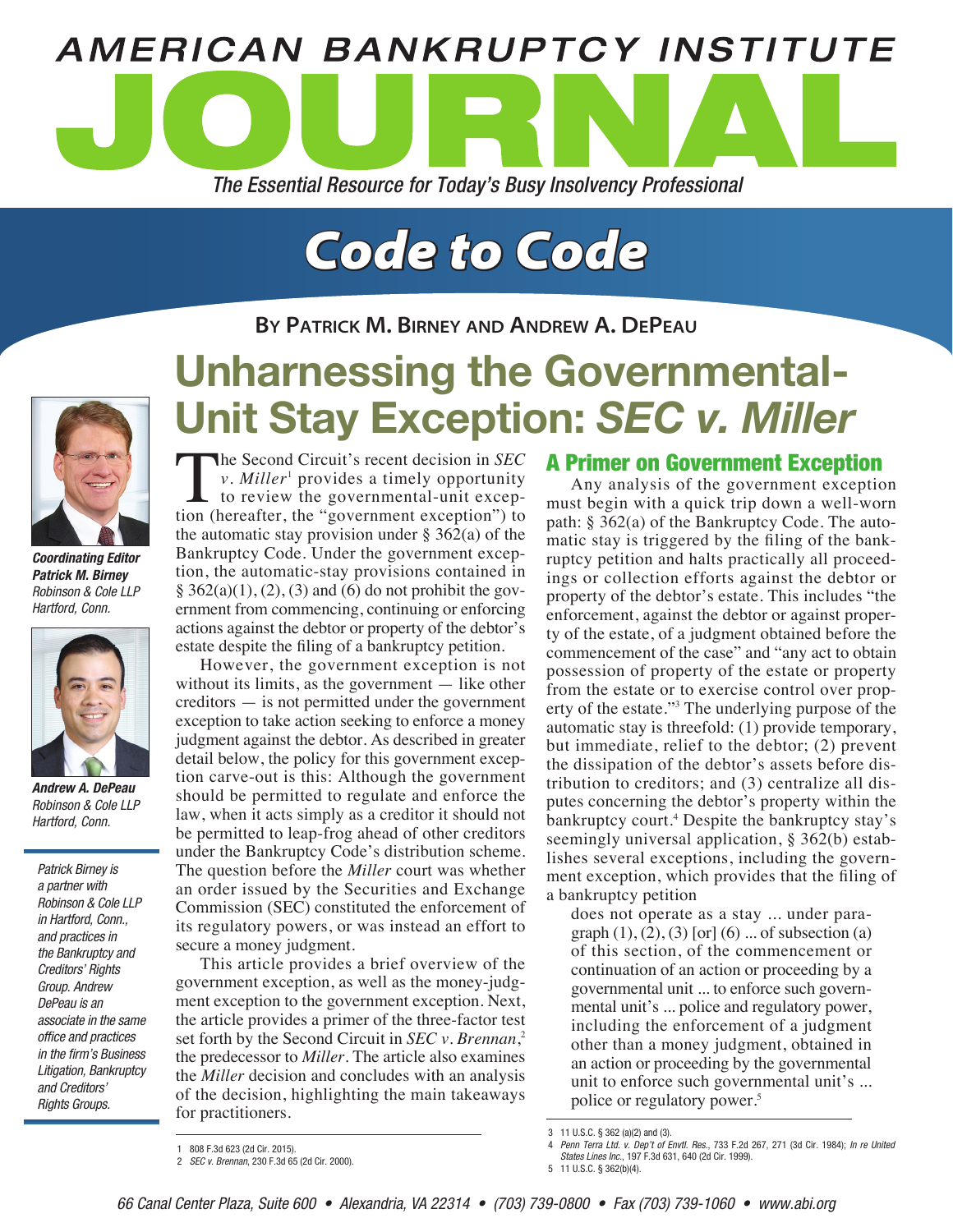# AMERICAN BANKRUPTCY INSTITUTE JOURNAL

*The Essential Resource for Today's Busy Insolvency Professional*

## Code to Code

**By Patrick M. Birney and Andrew A. DePeau**

# Unharnessing the Governmental-Unit Stay Exception: *SEC v. Miller*

***Coordinating Editor***
***Patrick M. Birney***
*Robinson & Cole LLP*
*Hartford, Conn.*

***Andrew A. DePeau***
*Robinson & Cole LLP*
*Hartford, Conn.*

*Patrick Birney is a partner with Robinson & Cole LLP in Hartford, Conn., and practices in the Bankruptcy and Creditors' Rights Group. Andrew DePeau is an associate in the same office and practices in the firm's Business Litigation, Bankruptcy and Creditors' Rights Groups.*

The Second Circuit's recent decision in *SEC v. Miller*[1] provides a timely opportunity to review the governmental-unit exception (hereafter, the "government exception") to the automatic stay provision under § 362(a) of the Bankruptcy Code. Under the government exception, the automatic-stay provisions contained in § 362(a)(1), (2), (3) and (6) do not prohibit the government from commencing, continuing or enforcing actions against the debtor or property of the debtor's estate despite the filing of a bankruptcy petition.

However, the government exception is not without its limits, as the government — like other creditors — is not permitted under the government exception to take action seeking to enforce a money judgment against the debtor. As described in greater detail below, the policy for this government exception carve-out is this: Although the government should be permitted to regulate and enforce the law, when it acts simply as a creditor it should not be permitted to leap-frog ahead of other creditors under the Bankruptcy Code's distribution scheme. The question before the *Miller* court was whether an order issued by the Securities and Exchange Commission (SEC) constituted the enforcement of its regulatory powers, or was instead an effort to secure a money judgment.

This article provides a brief overview of the government exception, as well as the money-judgment exception to the government exception. Next, the article provides a primer of the three-factor test set forth by the Second Circuit in *SEC v. Brennan*,[2] the predecessor to *Miller*. The article also examines the *Miller* decision and concludes with an analysis of the decision, highlighting the main takeaways for practitioners.

### A Primer on Government Exception

Any analysis of the government exception must begin with a quick trip down a well-worn path: § 362(a) of the Bankruptcy Code. The automatic stay is triggered by the filing of the bankruptcy petition and halts practically all proceedings or collection efforts against the debtor or property of the debtor's estate. This includes "the enforcement, against the debtor or against property of the estate, of a judgment obtained before the commencement of the case" and "any act to obtain possession of property of the estate or property from the estate or to exercise control over property of the estate."[3] The underlying purpose of the automatic stay is threefold: (1) provide temporary, but immediate, relief to the debtor; (2) prevent the dissipation of the debtor's assets before distribution to creditors; and (3) centralize all disputes concerning the debtor's property within the bankruptcy court.[4] Despite the bankruptcy stay's seemingly universal application, § 362(b) establishes several exceptions, including the government exception, which provides that the filing of a bankruptcy petition

> does not operate as a stay ... under paragraph (1), (2), (3) [or] (6) ... of subsection (a) of this section, of the commencement or continuation of an action or proceeding by a governmental unit ... to enforce such governmental unit's ... police and regulatory power, including the enforcement of a judgment other than a money judgment, obtained in an action or proceeding by the governmental unit to enforce such governmental unit's ... police or regulatory power.[5]

---

1 808 F.3d 623 (2d Cir. 2015).

2 *SEC v. Brennan*, 230 F.3d 65 (2d Cir. 2000).

3 11 U.S.C. § 362 (a)(2) and (3).

4 *Penn Terra Ltd. v. Dep't of Envtl. Res.*, 733 F.2d 267, 271 (3d Cir. 1984); *In re United States Lines Inc.*, 197 F.3d 631, 640 (2d Cir. 1999).

5 11 U.S.C. § 362(b)(4).

66 Canal Center Plaza, Suite 600 • Alexandria, VA 22314 • (703) 739-0800 • Fax (703) 739-1060 • www.abi.org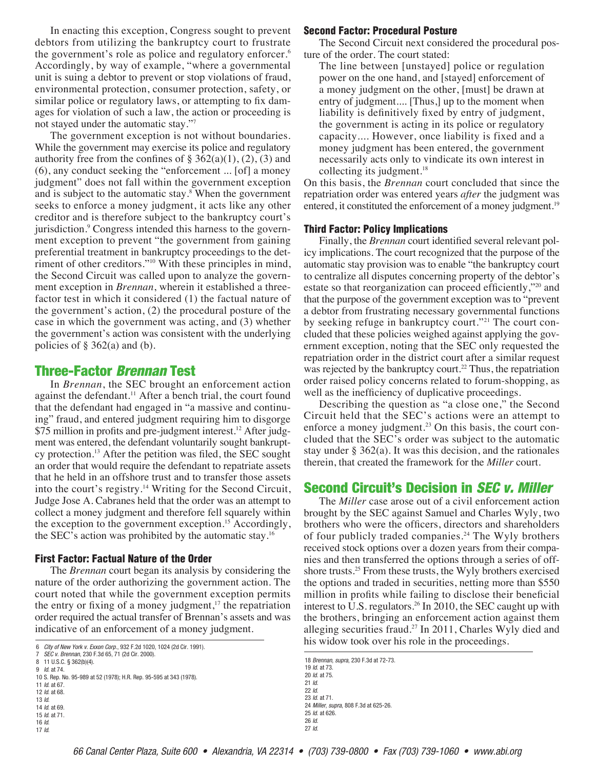In enacting this exception, Congress sought to prevent debtors from utilizing the bankruptcy court to frustrate the government's role as police and regulatory enforcer.[6] Accordingly, by way of example, "where a governmental unit is suing a debtor to prevent or stop violations of fraud, environmental protection, consumer protection, safety, or similar police or regulatory laws, or attempting to fix damages for violation of such a law, the action or proceeding is not stayed under the automatic stay."[7]

The government exception is not without boundaries. While the government may exercise its police and regulatory authority free from the confines of § 362(a)(1), (2), (3) and (6), any conduct seeking the "enforcement ... [of] a money judgment" does not fall within the government exception and is subject to the automatic stay.[8] When the government seeks to enforce a money judgment, it acts like any other creditor and is therefore subject to the bankruptcy court's jurisdiction.[9] Congress intended this harness to the government exception to prevent "the government from gaining preferential treatment in bankruptcy proceedings to the detriment of other creditors."[10] With these principles in mind, the Second Circuit was called upon to analyze the government exception in *Brennan*, wherein it established a three-factor test in which it considered (1) the factual nature of the government's action, (2) the procedural posture of the case in which the government was acting, and (3) whether the government's action was consistent with the underlying policies of § 362(a) and (b).

## Three-Factor *Brennan* Test

In *Brennan*, the SEC brought an enforcement action against the defendant.[11] After a bench trial, the court found that the defendant had engaged in "a massive and continuing" fraud, and entered judgment requiring him to disgorge $75 million in profits and pre-judgment interest.[12] After judgment was entered, the defendant voluntarily sought bankruptcy protection.[13] After the petition was filed, the SEC sought an order that would require the defendant to repatriate assets that he held in an offshore trust and to transfer those assets into the court's registry.[14] Writing for the Second Circuit, Judge Jose A. Cabranes held that the order was an attempt to collect a money judgment and therefore fell squarely within the exception to the government exception.[15] Accordingly, the SEC's action was prohibited by the automatic stay.[16]

### First Factor: Factual Nature of the Order

The *Brennan* court began its analysis by considering the nature of the order authorizing the government action. The court noted that while the government exception permits the entry or fixing of a money judgment,[17] the repatriation order required the actual transfer of Brennan's assets and was indicative of an enforcement of a money judgment.

### Second Factor: Procedural Posture

The Second Circuit next considered the procedural posture of the order. The court stated:

> The line between [unstayed] police or regulation power on the one hand, and [stayed] enforcement of a money judgment on the other, [must] be drawn at entry of judgment.... [Thus,] up to the moment when liability is definitively fixed by entry of judgment, the government is acting in its police or regulatory capacity.... However, once liability is fixed and a money judgment has been entered, the government necessarily acts only to vindicate its own interest in collecting its judgment.[18]

On this basis, the *Brennan* court concluded that since the repatriation order was entered years *after* the judgment was entered, it constituted the enforcement of a money judgment.[19]

### Third Factor: Policy Implications

Finally, the *Brennan* court identified several relevant policy implications. The court recognized that the purpose of the automatic stay provision was to enable "the bankruptcy court to centralize all disputes concerning property of the debtor's estate so that reorganization can proceed efficiently,"[20] and that the purpose of the government exception was to "prevent a debtor from frustrating necessary governmental functions by seeking refuge in bankruptcy court."[21] The court concluded that these policies weighed against applying the government exception, noting that the SEC only requested the repatriation order in the district court after a similar request was rejected by the bankruptcy court.[22] Thus, the repatriation order raised policy concerns related to forum-shopping, as well as the inefficiency of duplicative proceedings.

Describing the question as "a close one," the Second Circuit held that the SEC's actions were an attempt to enforce a money judgment.[23] On this basis, the court concluded that the SEC's order was subject to the automatic stay under § 362(a). It was this decision, and the rationales therein, that created the framework for the *Miller* court.

## Second Circuit's Decision in *SEC v. Miller*

The *Miller* case arose out of a civil enforcement action brought by the SEC against Samuel and Charles Wyly, two brothers who were the officers, directors and shareholders of four publicly traded companies.[24] The Wyly brothers received stock options over a dozen years from their companies and then transferred the options through a series of offshore trusts.[25] From these trusts, the Wyly brothers exercised the options and traded in securities, netting more than $550 million in profits while failing to disclose their beneficial interest to U.S. regulators.[26] In 2010, the SEC caught up with the brothers, bringing an enforcement action against them alleging securities fraud.[27] In 2011, Charles Wyly died and his widow took over his role in the proceedings.

---

6 *City of New York v. Exxon Corp.*, 932 F.2d 1020, 1024 (2d Cir. 1991).
7 *SEC v. Brennan*, 230 F.3d 65, 71 (2d Cir. 2000).
8 11 U.S.C. § 362(b)(4).
9 *Id.* at 74.
10 S. Rep. No. 95-989 at 52 (1978); H.R. Rep. 95-595 at 343 (1978).
11 *Id.* at 67.
12 *Id.* at 68.
13 *Id.*
14 *Id.* at 69.
15 *Id.* at 71.
16 *Id.*
17 *Id.*

18 *Brennan*, *supra*, 230 F.3d at 72-73.
19 *Id.* at 73.
20 *Id.* at 75.
21 *Id.*
22 *Id.*
23 *Id.* at 71.
24 *Miller*, *supra*, 808 F.3d at 625-26.
25 *Id.* at 626.
26 *Id.*
27 *Id.*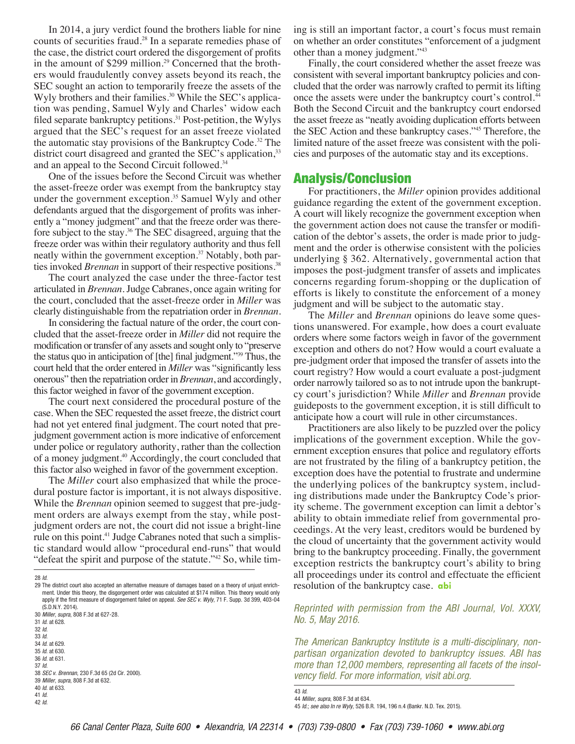In 2014, a jury verdict found the brothers liable for nine counts of securities fraud.[28] In a separate remedies phase of the case, the district court ordered the disgorgement of profits in the amount of $299 million.[29] Concerned that the brothers would fraudulently convey assets beyond its reach, the SEC sought an action to temporarily freeze the assets of the Wyly brothers and their families.[30] While the SEC's application was pending, Samuel Wyly and Charles' widow each filed separate bankruptcy petitions.[31] Post-petition, the Wylys argued that the SEC's request for an asset freeze violated the automatic stay provisions of the Bankruptcy Code.[32] The district court disagreed and granted the SEC's application,[33] and an appeal to the Second Circuit followed.[34]

One of the issues before the Second Circuit was whether the asset-freeze order was exempt from the bankruptcy stay under the government exception.[35] Samuel Wyly and other defendants argued that the disgorgement of profits was inherently a "money judgment" and that the freeze order was therefore subject to the stay.[36] The SEC disagreed, arguing that the freeze order was within their regulatory authority and thus fell neatly within the government exception.[37] Notably, both parties invoked *Brennan* in support of their respective positions.[38]

The court analyzed the case under the three-factor test articulated in *Brennan*. Judge Cabranes, once again writing for the court, concluded that the asset-freeze order in *Miller* was clearly distinguishable from the repatriation order in *Brennan*.

In considering the factual nature of the order, the court concluded that the asset-freeze order in *Miller* did not require the modification or transfer of any assets and sought only to "preserve the status quo in anticipation of [the] final judgment."[39] Thus, the court held that the order entered in *Miller* was "significantly less onerous" then the repatriation order in *Brennan*, and accordingly, this factor weighed in favor of the government exception.

The court next considered the procedural posture of the case. When the SEC requested the asset freeze, the district court had not yet entered final judgment. The court noted that pre-judgment government action is more indicative of enforcement under police or regulatory authority, rather than the collection of a money judgment.[40] Accordingly, the court concluded that this factor also weighed in favor of the government exception.

The *Miller* court also emphasized that while the procedural posture factor is important, it is not always dispositive. While the *Brennan* opinion seemed to suggest that pre-judgment orders are always exempt from the stay, while post-judgment orders are not, the court did not issue a bright-line rule on this point.[41] Judge Cabranes noted that such a simplistic standard would allow "procedural end-runs" that would "defeat the spirit and purpose of the statute."[42] So, while timing is still an important factor, a court's focus must remain on whether an order constitutes "enforcement of a judgment other than a money judgment."[43]

Finally, the court considered whether the asset freeze was consistent with several important bankruptcy policies and concluded that the order was narrowly crafted to permit its lifting once the assets were under the bankruptcy court's control.[44] Both the Second Circuit and the bankruptcy court endorsed the asset freeze as "neatly avoiding duplication efforts between the SEC Action and these bankruptcy cases."[45] Therefore, the limited nature of the asset freeze was consistent with the policies and purposes of the automatic stay and its exceptions.

## Analysis/Conclusion

For practitioners, the *Miller* opinion provides additional guidance regarding the extent of the government exception. A court will likely recognize the government exception when the government action does not cause the transfer or modification of the debtor's assets, the order is made prior to judgment and the order is otherwise consistent with the policies underlying § 362. Alternatively, governmental action that imposes the post-judgment transfer of assets and implicates concerns regarding forum-shopping or the duplication of efforts is likely to constitute the enforcement of a money judgment and will be subject to the automatic stay.

The *Miller* and *Brennan* opinions do leave some questions unanswered. For example, how does a court evaluate orders where some factors weigh in favor of the government exception and others do not? How would a court evaluate a pre-judgment order that imposed the transfer of assets into the court registry? How would a court evaluate a post-judgment order narrowly tailored so as to not intrude upon the bankruptcy court's jurisdiction? While *Miller* and *Brennan* provide guideposts to the government exception, it is still difficult to anticipate how a court will rule in other circumstances.

Practitioners are also likely to be puzzled over the policy implications of the government exception. While the government exception ensures that police and regulatory efforts are not frustrated by the filing of a bankruptcy petition, the exception does have the potential to frustrate and undermine the underlying polices of the bankruptcy system, including distributions made under the Bankruptcy Code's priority scheme. The government exception can limit a debtor's ability to obtain immediate relief from governmental proceedings. At the very least, creditors would be burdened by the cloud of uncertainty that the government activity would bring to the bankruptcy proceeding. Finally, the government exception restricts the bankruptcy court's ability to bring all proceedings under its control and effectuate the efficient resolution of the bankruptcy case. **abi**

*Reprinted with permission from the ABI Journal, Vol. XXXV, No. 5, May 2016.*

*The American Bankruptcy Institute is a multi-disciplinary, nonpartisan organization devoted to bankruptcy issues. ABI has more than 12,000 members, representing all facets of the insolvency field. For more information, visit abi.org.*

---

28 *Id.*

29 The district court also accepted an alternative measure of damages based on a theory of unjust enrichment. Under this theory, the disgorgement order was calculated at $174 million. This theory would only apply if the first measure of disgorgement failed on appeal. *See SEC v. Wyly*, 71 F. Supp. 3d 399, 403-04 (S.D.N.Y. 2014).

30 *Miller*, *supra*, 808 F.3d at 627-28.

31 *Id.* at 628.

32 *Id.*

33 *Id.*

34 *Id.* at 629.

35 *Id.* at 630.

36 *Id.* at 631.

37 *Id.*

38 *SEC v. Brennan*, 230 F.3d 65 (2d Cir. 2000).

39 *Miller*, *supra*, 808 F.3d at 632.

40 *Id.* at 633.

41 *Id.*

42 *Id.*

43 *Id.*

44 *Miller*, *supra*, 808 F.3d at 634.

45 *Id.*; *see also In re Wyly*, 526 B.R. 194, 196 n.4 (Bankr. N.D. Tex. 2015).

66 Canal Center Plaza, Suite 600 • Alexandria, VA 22314 • (703) 739-0800 • Fax (703) 739-1060 • www.abi.org